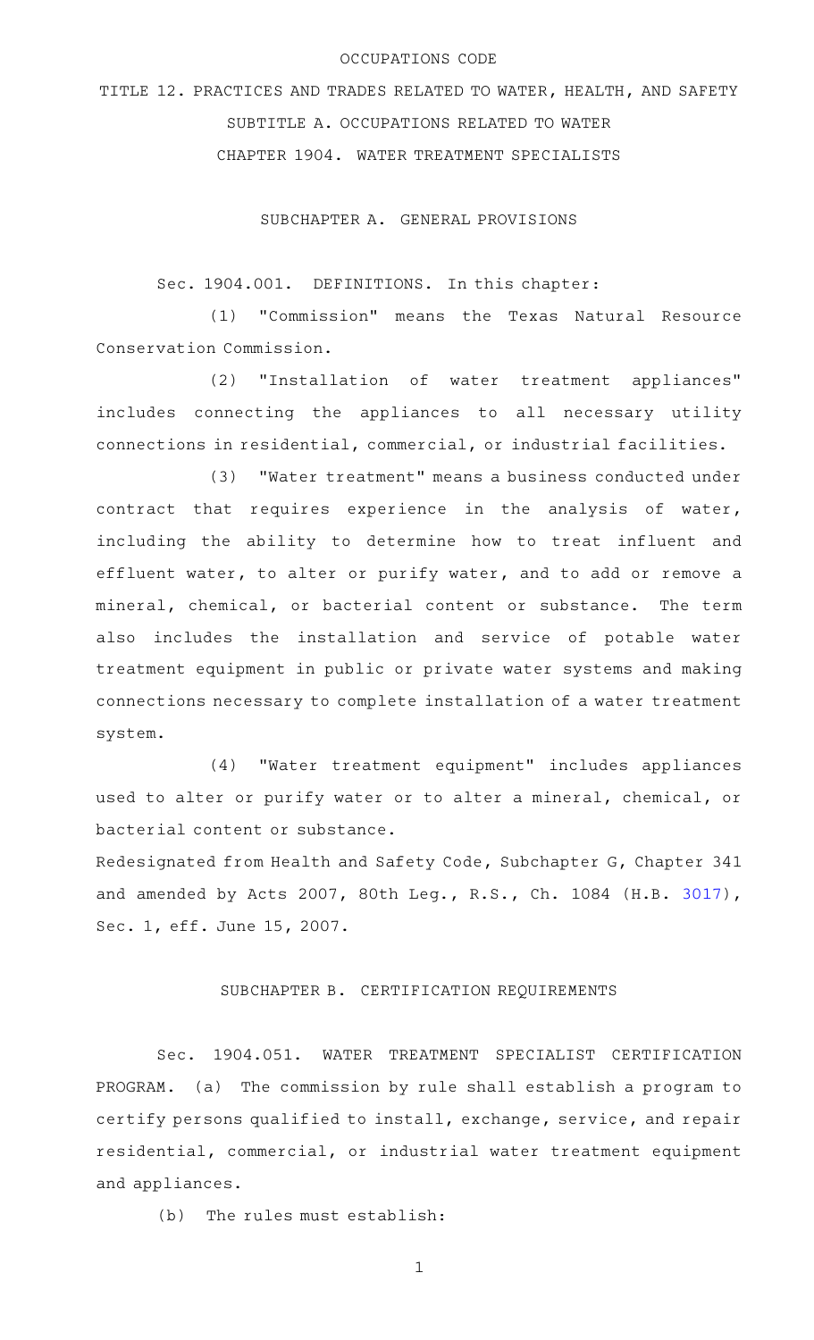OCCUPATIONS CODE

TITLE 12. PRACTICES AND TRADES RELATED TO WATER, HEALTH, AND SAFETY

SUBTITLE A. OCCUPATIONS RELATED TO WATER

CHAPTER 1904. WATER TREATMENT SPECIALISTS

SUBCHAPTER A. GENERAL PROVISIONS

Sec. 1904.001. DEFINITIONS. In this chapter:

(1) "Commission" means the Texas Natural Resource Conservation Commission.

(2) "Installation of water treatment appliances" includes connecting the appliances to all necessary utility connections in residential, commercial, or industrial facilities.

(3) "Water treatment" means a business conducted under contract that requires experience in the analysis of water, including the ability to determine how to treat influent and effluent water, to alter or purify water, and to add or remove a mineral, chemical, or bacterial content or substance. The term also includes the installation and service of potable water treatment equipment in public or private water systems and making connections necessary to complete installation of a water treatment system.

(4) "Water treatment equipment" includes appliances used to alter or purify water or to alter a mineral, chemical, or bacterial content or substance.

Redesignated from Health and Safety Code, Subchapter G, Chapter 341 and amended by Acts 2007, 80th Leg., R.S., Ch. 1084 (H.B. 3017), Sec. 1, eff. June 15, 2007.

SUBCHAPTER B. CERTIFICATION REQUIREMENTS

Sec. 1904.051. WATER TREATMENT SPECIALIST CERTIFICATION PROGRAM. (a) The commission by rule shall establish a program to certify persons qualified to install, exchange, service, and repair residential, commercial, or industrial water treatment equipment and appliances.

(b) The rules must establish: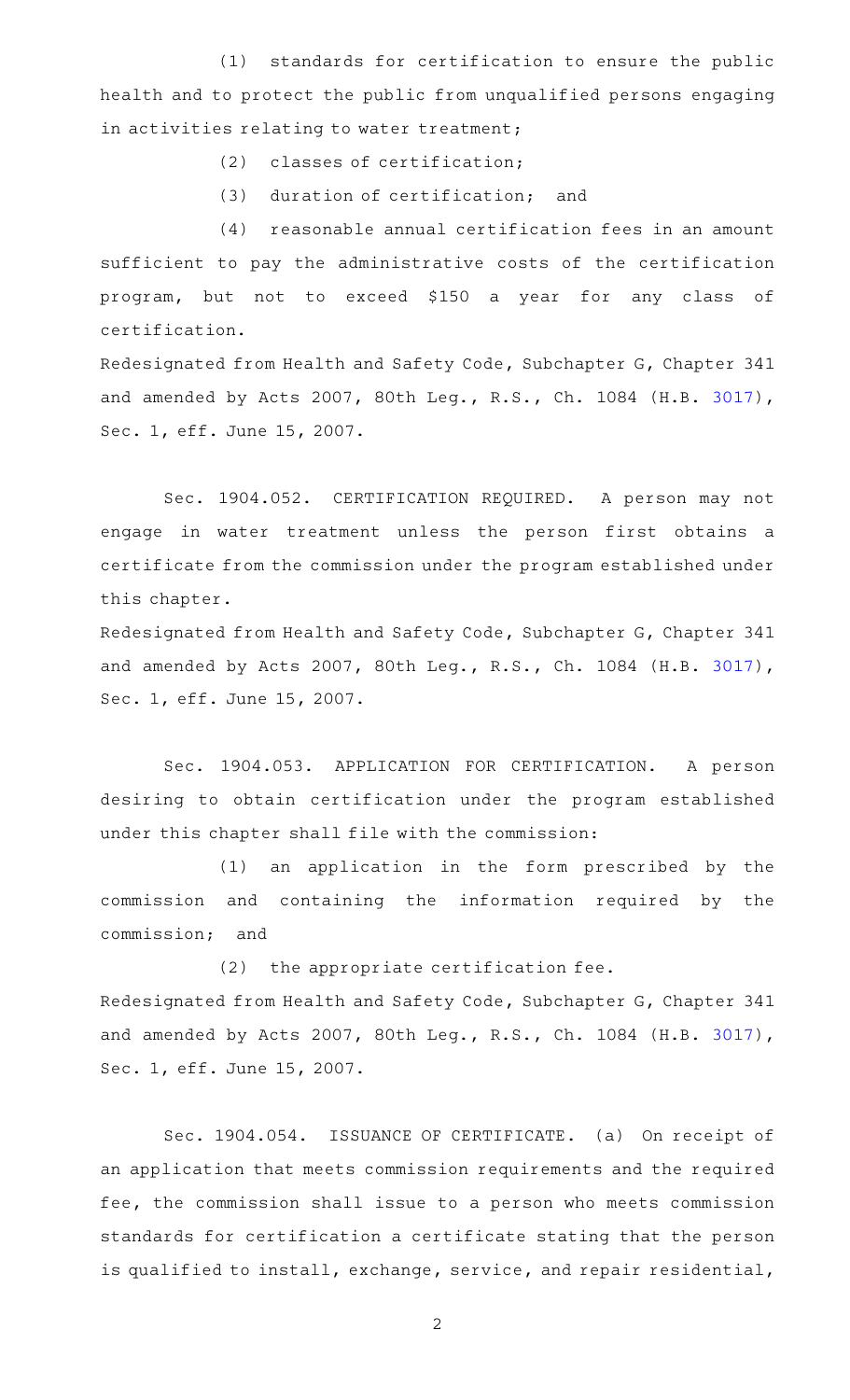(1) standards for certification to ensure the public health and to protect the public from unqualified persons engaging in activities relating to water treatment;

(2) classes of certification;

(3) duration of certification; and

(4) reasonable annual certification fees in an amount sufficient to pay the administrative costs of the certification program, but not to exceed $150 a year for any class of certification.

Redesignated from Health and Safety Code, Subchapter G, Chapter 341 and amended by Acts 2007, 80th Leg., R.S., Ch. 1084 (H.B. 3017), Sec. 1, eff. June 15, 2007.

Sec. 1904.052. CERTIFICATION REQUIRED. A person may not engage in water treatment unless the person first obtains a certificate from the commission under the program established under this chapter.

Redesignated from Health and Safety Code, Subchapter G, Chapter 341 and amended by Acts 2007, 80th Leg., R.S., Ch. 1084 (H.B. 3017), Sec. 1, eff. June 15, 2007.

Sec. 1904.053. APPLICATION FOR CERTIFICATION. A person desiring to obtain certification under the program established under this chapter shall file with the commission:

(1) an application in the form prescribed by the commission and containing the information required by the commission; and

(2) the appropriate certification fee.

Redesignated from Health and Safety Code, Subchapter G, Chapter 341 and amended by Acts 2007, 80th Leg., R.S., Ch. 1084 (H.B. 3017), Sec. 1, eff. June 15, 2007.

Sec. 1904.054. ISSUANCE OF CERTIFICATE. (a) On receipt of an application that meets commission requirements and the required fee, the commission shall issue to a person who meets commission standards for certification a certificate stating that the person is qualified to install, exchange, service, and repair residential,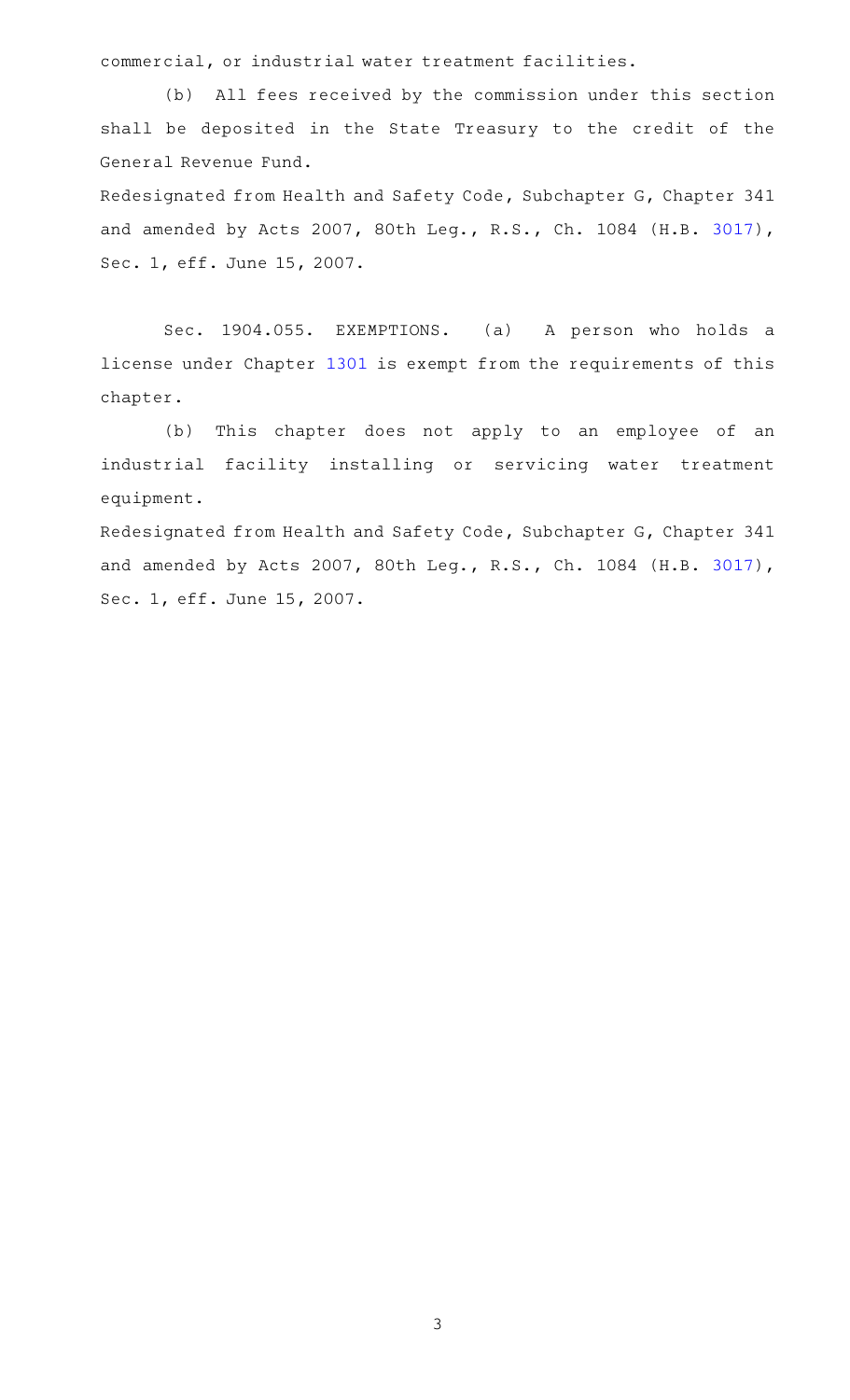commercial, or industrial water treatment facilities.

(b) All fees received by the commission under this section shall be deposited in the State Treasury to the credit of the General Revenue Fund.

Redesignated from Health and Safety Code, Subchapter G, Chapter 341 and amended by Acts 2007, 80th Leg., R.S., Ch. 1084 (H.B. 3017), Sec. 1, eff. June 15, 2007.

Sec. 1904.055. EXEMPTIONS. (a) A person who holds a license under Chapter 1301 is exempt from the requirements of this chapter.

(b) This chapter does not apply to an employee of an industrial facility installing or servicing water treatment equipment.

Redesignated from Health and Safety Code, Subchapter G, Chapter 341 and amended by Acts 2007, 80th Leg., R.S., Ch. 1084 (H.B. 3017), Sec. 1, eff. June 15, 2007.